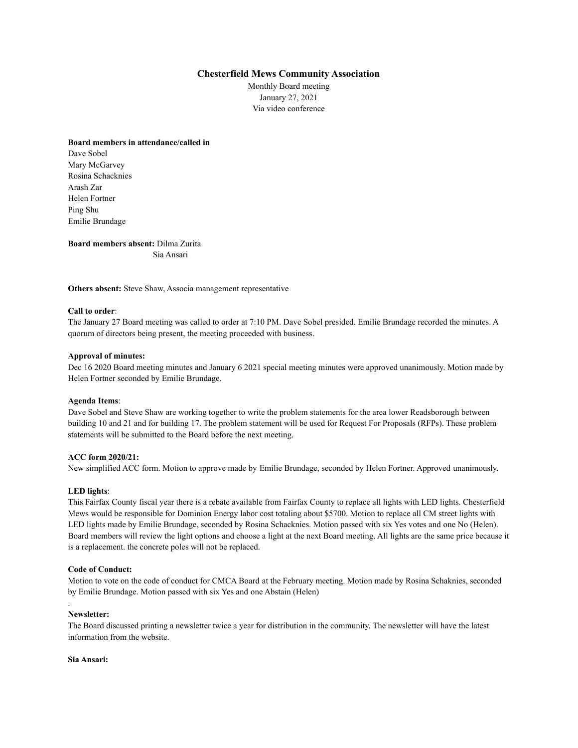## Chesterfield Mews Community Association

Monthly Board meeting
January 27, 2021
Via video conference

**Board members in attendance/called in**
Dave Sobel
Mary McGarvey
Rosina Schacknies
Arash Zar
Helen Fortner
Ping Shu
Emilie Brundage

**Board members absent:** Dilma Zurita
Sia Ansari

**Others absent:** Steve Shaw, Associa management representative

**Call to order**:
The January 27 Board meeting was called to order at 7:10 PM. Dave Sobel presided. Emilie Brundage recorded the minutes. A quorum of directors being present, the meeting proceeded with business.

**Approval of minutes:**
Dec 16 2020 Board meeting minutes and January 6 2021 special meeting minutes were approved unanimously. Motion made by Helen Fortner seconded by Emilie Brundage.

**Agenda Items**:
Dave Sobel and Steve Shaw are working together to write the problem statements for the area lower Readsborough between building 10 and 21 and for building 17. The problem statement will be used for Request For Proposals (RFPs). These problem statements will be submitted to the Board before the next meeting.

**ACC form 2020/21:**
New simplified ACC form. Motion to approve made by Emilie Brundage, seconded by Helen Fortner. Approved unanimously.

**LED lights**:
This Fairfax County fiscal year there is a rebate available from Fairfax County to replace all lights with LED lights. Chesterfield Mews would be responsible for Dominion Energy labor cost totaling about $5700. Motion to replace all CM street lights with LED lights made by Emilie Brundage, seconded by Rosina Schacknies. Motion passed with six Yes votes and one No (Helen). Board members will review the light options and choose a light at the next Board meeting. All lights are the same price because it is a replacement. the concrete poles will not be replaced.

**Code of Conduct:**
Motion to vote on the code of conduct for CMCA Board at the February meeting. Motion made by Rosina Schaknies, seconded by Emilie Brundage. Motion passed with six Yes and one Abstain (Helen)

.

**Newsletter:**
The Board discussed printing a newsletter twice a year for distribution in the community. The newsletter will have the latest information from the website.

**Sia Ansari:**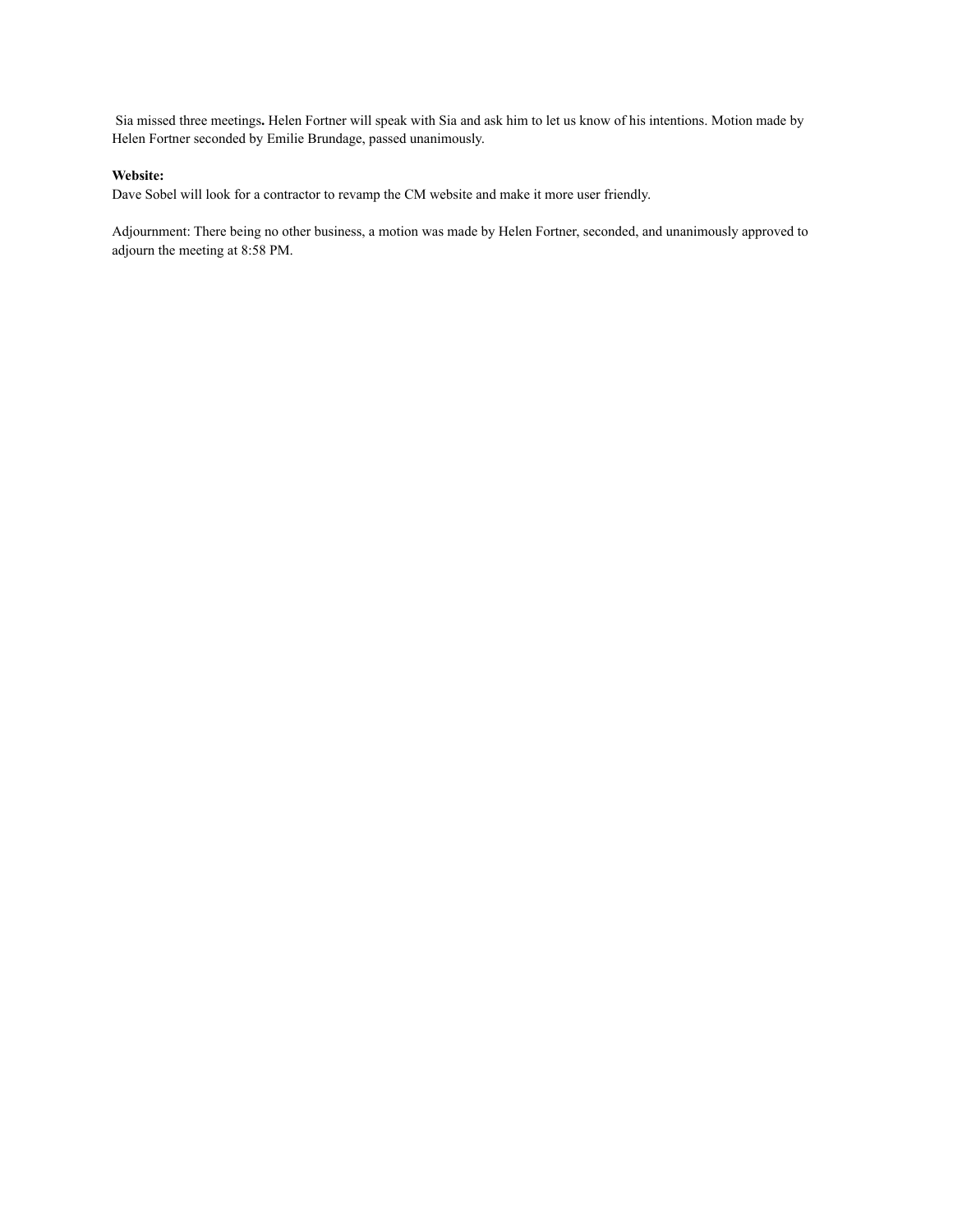Sia missed three meetings**.** Helen Fortner will speak with Sia and ask him to let us know of his intentions. Motion made by Helen Fortner seconded by Emilie Brundage, passed unanimously.

**Website:**
Dave Sobel will look for a contractor to revamp the CM website and make it more user friendly.

Adjournment: There being no other business, a motion was made by Helen Fortner, seconded, and unanimously approved to adjourn the meeting at 8:58 PM.